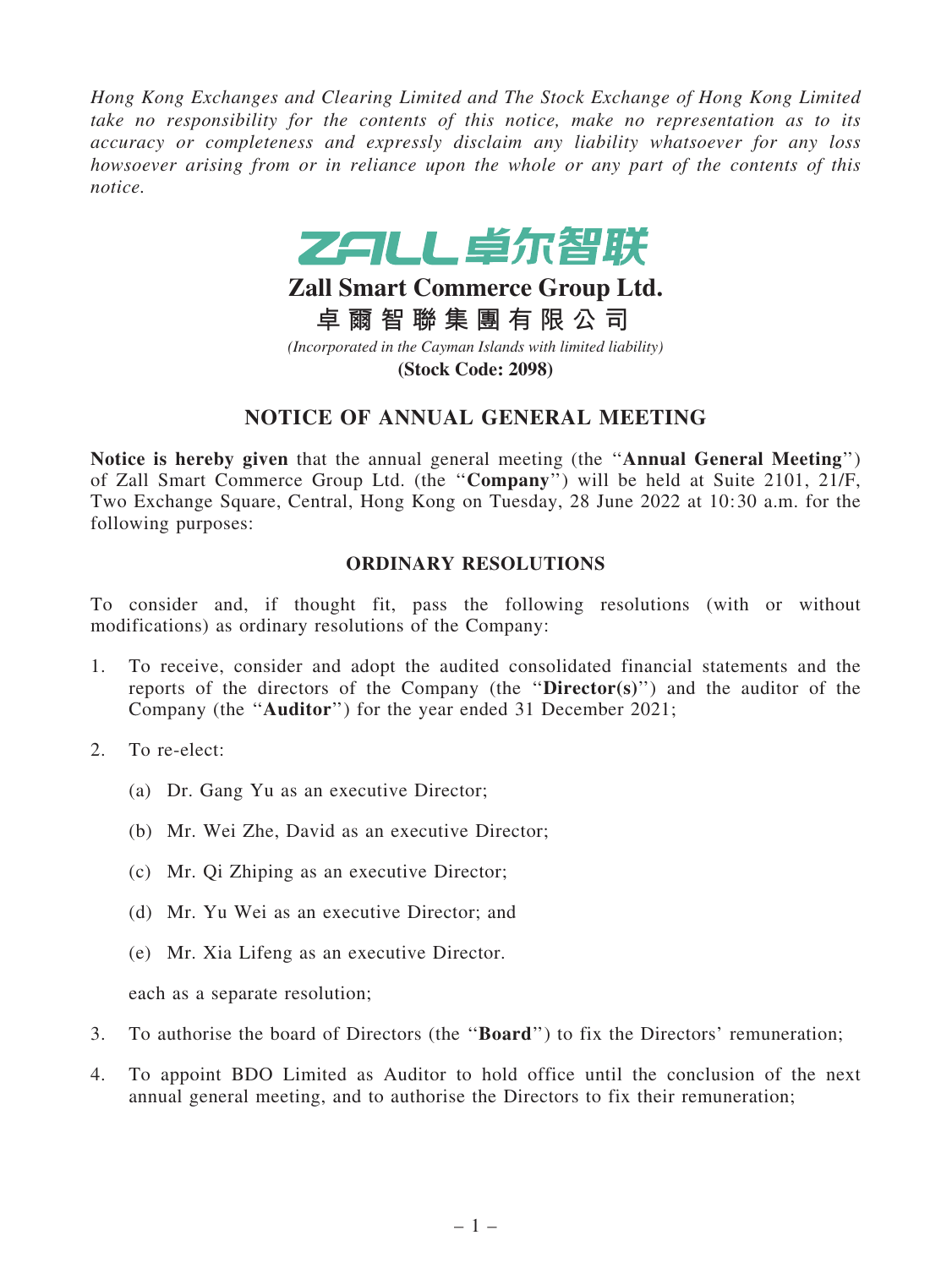*Hong Kong Exchanges and Clearing Limited and The Stock Exchange of Hong Kong Limited take no responsibility for the contents of this notice, make no representation as to its accuracy or completeness and expressly disclaim any liability whatsoever for any loss howsoever arising from or in reliance upon the whole or any part of the contents of this notice.*

ZALL 卓尔智联

# Zall Smart Commerce Group Ltd.

# 卓爾智聯集團有限公司

*(Incorporated in the Cayman Islands with limited liability)*

**(Stock Code: 2098)**

## NOTICE OF ANNUAL GENERAL MEETING

**Notice is hereby given** that the annual general meeting (the "**Annual General Meeting**") of Zall Smart Commerce Group Ltd. (the "**Company**") will be held at Suite 2101, 21/F, Two Exchange Square, Central, Hong Kong on Tuesday, 28 June 2022 at 10:30 a.m. for the following purposes:

### ORDINARY RESOLUTIONS

To consider and, if thought fit, pass the following resolutions (with or without modifications) as ordinary resolutions of the Company:

1. To receive, consider and adopt the audited consolidated financial statements and the reports of the directors of the Company (the "**Director(s)**") and the auditor of the Company (the "**Auditor**") for the year ended 31 December 2021;

2. To re-elect:

   (a) Dr. Gang Yu as an executive Director;

   (b) Mr. Wei Zhe, David as an executive Director;

   (c) Mr. Qi Zhiping as an executive Director;

   (d) Mr. Yu Wei as an executive Director; and

   (e) Mr. Xia Lifeng as an executive Director.

   each as a separate resolution;

3. To authorise the board of Directors (the "**Board**") to fix the Directors' remuneration;

4. To appoint BDO Limited as Auditor to hold office until the conclusion of the next annual general meeting, and to authorise the Directors to fix their remuneration;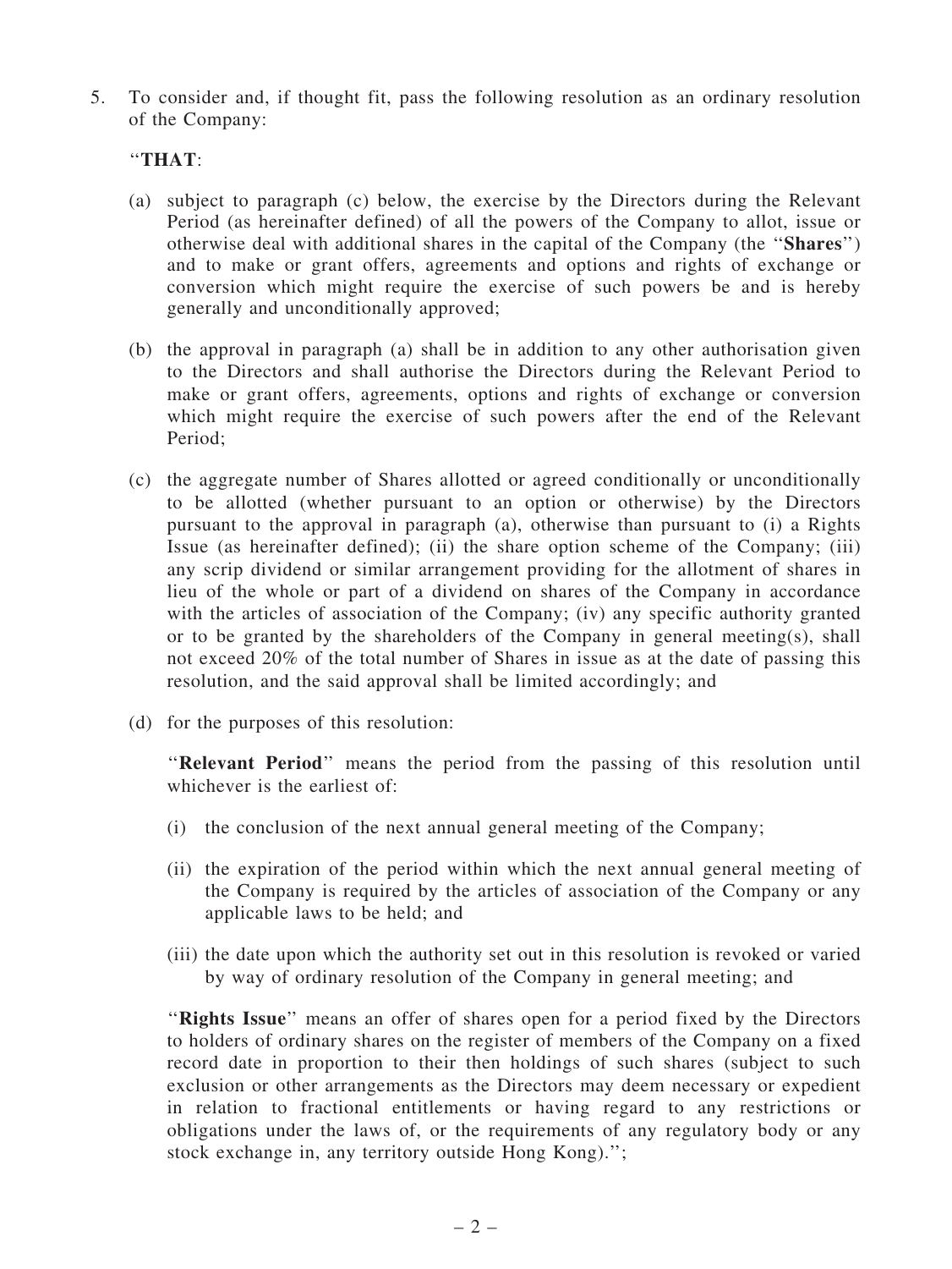5. To consider and, if thought fit, pass the following resolution as an ordinary resolution of the Company:

"**THAT**:

(a) subject to paragraph (c) below, the exercise by the Directors during the Relevant Period (as hereinafter defined) of all the powers of the Company to allot, issue or otherwise deal with additional shares in the capital of the Company (the "**Shares**") and to make or grant offers, agreements and options and rights of exchange or conversion which might require the exercise of such powers be and is hereby generally and unconditionally approved;

(b) the approval in paragraph (a) shall be in addition to any other authorisation given to the Directors and shall authorise the Directors during the Relevant Period to make or grant offers, agreements, options and rights of exchange or conversion which might require the exercise of such powers after the end of the Relevant Period;

(c) the aggregate number of Shares allotted or agreed conditionally or unconditionally to be allotted (whether pursuant to an option or otherwise) by the Directors pursuant to the approval in paragraph (a), otherwise than pursuant to (i) a Rights Issue (as hereinafter defined); (ii) the share option scheme of the Company; (iii) any scrip dividend or similar arrangement providing for the allotment of shares in lieu of the whole or part of a dividend on shares of the Company in accordance with the articles of association of the Company; (iv) any specific authority granted or to be granted by the shareholders of the Company in general meeting(s), shall not exceed 20% of the total number of Shares in issue as at the date of passing this resolution, and the said approval shall be limited accordingly; and

(d) for the purposes of this resolution:

"**Relevant Period**" means the period from the passing of this resolution until whichever is the earliest of:

(i) the conclusion of the next annual general meeting of the Company;

(ii) the expiration of the period within which the next annual general meeting of the Company is required by the articles of association of the Company or any applicable laws to be held; and

(iii) the date upon which the authority set out in this resolution is revoked or varied by way of ordinary resolution of the Company in general meeting; and

"**Rights Issue**" means an offer of shares open for a period fixed by the Directors to holders of ordinary shares on the register of members of the Company on a fixed record date in proportion to their then holdings of such shares (subject to such exclusion or other arrangements as the Directors may deem necessary or expedient in relation to fractional entitlements or having regard to any restrictions or obligations under the laws of, or the requirements of any regulatory body or any stock exchange in, any territory outside Hong Kong).";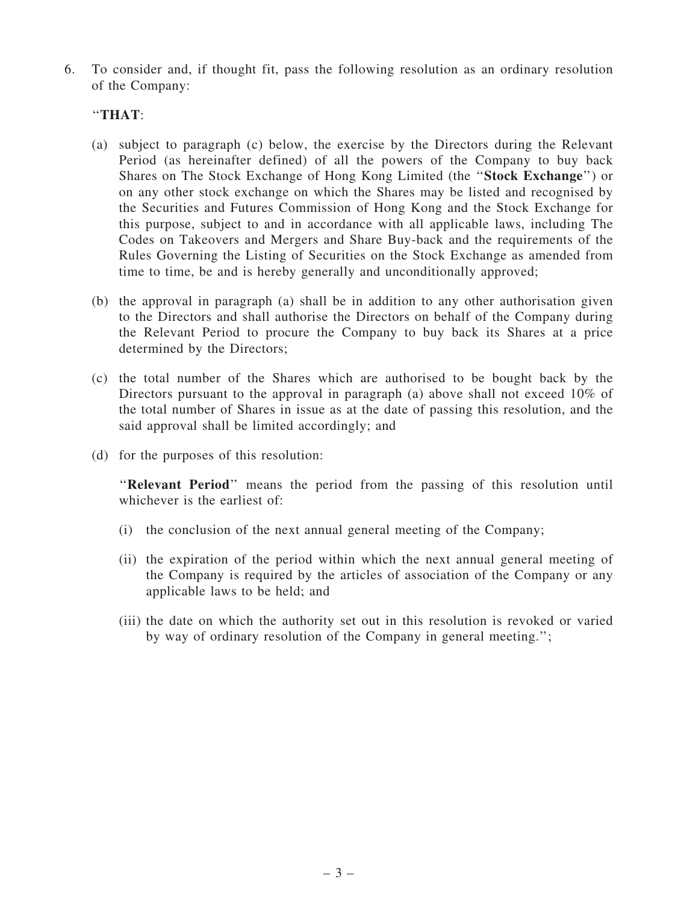6. To consider and, if thought fit, pass the following resolution as an ordinary resolution of the Company:

"**THAT**:

(a) subject to paragraph (c) below, the exercise by the Directors during the Relevant Period (as hereinafter defined) of all the powers of the Company to buy back Shares on The Stock Exchange of Hong Kong Limited (the "**Stock Exchange**") or on any other stock exchange on which the Shares may be listed and recognised by the Securities and Futures Commission of Hong Kong and the Stock Exchange for this purpose, subject to and in accordance with all applicable laws, including The Codes on Takeovers and Mergers and Share Buy-back and the requirements of the Rules Governing the Listing of Securities on the Stock Exchange as amended from time to time, be and is hereby generally and unconditionally approved;

(b) the approval in paragraph (a) shall be in addition to any other authorisation given to the Directors and shall authorise the Directors on behalf of the Company during the Relevant Period to procure the Company to buy back its Shares at a price determined by the Directors;

(c) the total number of the Shares which are authorised to be bought back by the Directors pursuant to the approval in paragraph (a) above shall not exceed 10% of the total number of Shares in issue as at the date of passing this resolution, and the said approval shall be limited accordingly; and

(d) for the purposes of this resolution:

"**Relevant Period**" means the period from the passing of this resolution until whichever is the earliest of:

(i) the conclusion of the next annual general meeting of the Company;

(ii) the expiration of the period within which the next annual general meeting of the Company is required by the articles of association of the Company or any applicable laws to be held; and

(iii) the date on which the authority set out in this resolution is revoked or varied by way of ordinary resolution of the Company in general meeting.";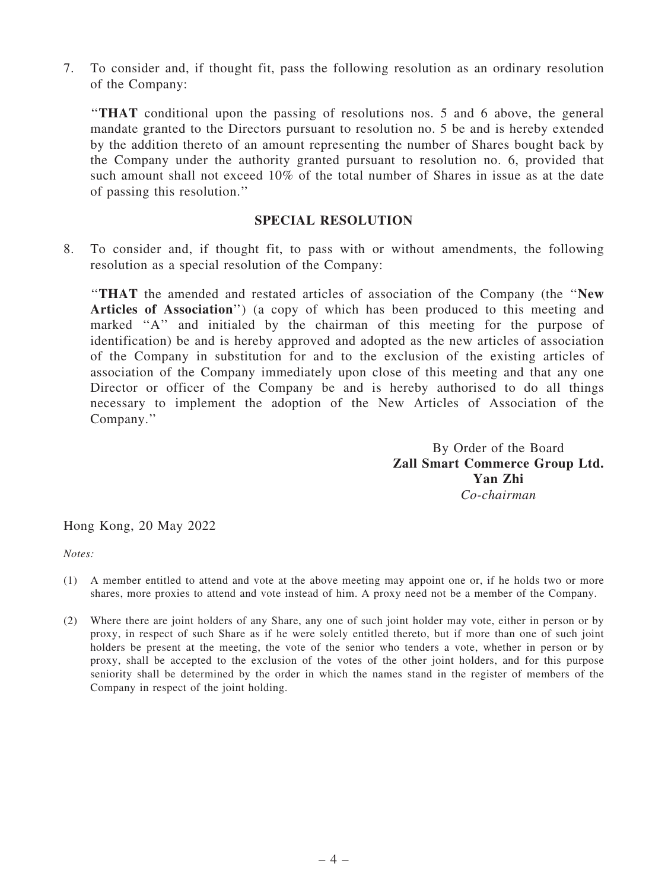7. To consider and, if thought fit, pass the following resolution as an ordinary resolution of the Company:

   "**THAT** conditional upon the passing of resolutions nos. 5 and 6 above, the general mandate granted to the Directors pursuant to resolution no. 5 be and is hereby extended by the addition thereto of an amount representing the number of Shares bought back by the Company under the authority granted pursuant to resolution no. 6, provided that such amount shall not exceed 10% of the total number of Shares in issue as at the date of passing this resolution."

## SPECIAL RESOLUTION

8. To consider and, if thought fit, to pass with or without amendments, the following resolution as a special resolution of the Company:

   "**THAT** the amended and restated articles of association of the Company (the "**New Articles of Association**") (a copy of which has been produced to this meeting and marked "A" and initialed by the chairman of this meeting for the purpose of identification) be and is hereby approved and adopted as the new articles of association of the Company in substitution for and to the exclusion of the existing articles of association of the Company immediately upon close of this meeting and that any one Director or officer of the Company be and is hereby authorised to do all things necessary to implement the adoption of the New Articles of Association of the Company."

By Order of the Board
**Zall Smart Commerce Group Ltd.**
**Yan Zhi**
*Co-chairman*

Hong Kong, 20 May 2022

*Notes:*

(1) A member entitled to attend and vote at the above meeting may appoint one or, if he holds two or more shares, more proxies to attend and vote instead of him. A proxy need not be a member of the Company.

(2) Where there are joint holders of any Share, any one of such joint holder may vote, either in person or by proxy, in respect of such Share as if he were solely entitled thereto, but if more than one of such joint holders be present at the meeting, the vote of the senior who tenders a vote, whether in person or by proxy, shall be accepted to the exclusion of the votes of the other joint holders, and for this purpose seniority shall be determined by the order in which the names stand in the register of members of the Company in respect of the joint holding.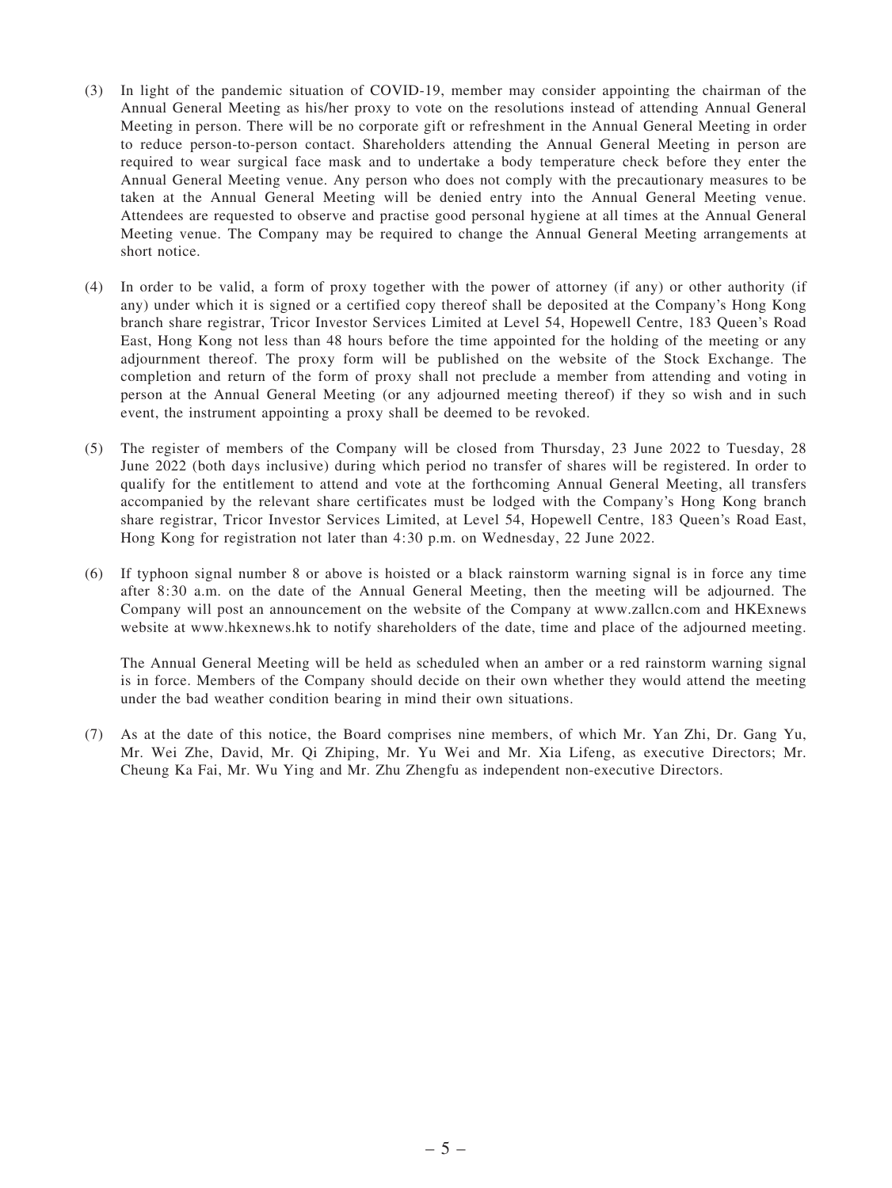(3) In light of the pandemic situation of COVID-19, member may consider appointing the chairman of the Annual General Meeting as his/her proxy to vote on the resolutions instead of attending Annual General Meeting in person. There will be no corporate gift or refreshment in the Annual General Meeting in order to reduce person-to-person contact. Shareholders attending the Annual General Meeting in person are required to wear surgical face mask and to undertake a body temperature check before they enter the Annual General Meeting venue. Any person who does not comply with the precautionary measures to be taken at the Annual General Meeting will be denied entry into the Annual General Meeting venue. Attendees are requested to observe and practise good personal hygiene at all times at the Annual General Meeting venue. The Company may be required to change the Annual General Meeting arrangements at short notice.

(4) In order to be valid, a form of proxy together with the power of attorney (if any) or other authority (if any) under which it is signed or a certified copy thereof shall be deposited at the Company's Hong Kong branch share registrar, Tricor Investor Services Limited at Level 54, Hopewell Centre, 183 Queen's Road East, Hong Kong not less than 48 hours before the time appointed for the holding of the meeting or any adjournment thereof. The proxy form will be published on the website of the Stock Exchange. The completion and return of the form of proxy shall not preclude a member from attending and voting in person at the Annual General Meeting (or any adjourned meeting thereof) if they so wish and in such event, the instrument appointing a proxy shall be deemed to be revoked.

(5) The register of members of the Company will be closed from Thursday, 23 June 2022 to Tuesday, 28 June 2022 (both days inclusive) during which period no transfer of shares will be registered. In order to qualify for the entitlement to attend and vote at the forthcoming Annual General Meeting, all transfers accompanied by the relevant share certificates must be lodged with the Company's Hong Kong branch share registrar, Tricor Investor Services Limited, at Level 54, Hopewell Centre, 183 Queen's Road East, Hong Kong for registration not later than 4:30 p.m. on Wednesday, 22 June 2022.

(6) If typhoon signal number 8 or above is hoisted or a black rainstorm warning signal is in force any time after 8:30 a.m. on the date of the Annual General Meeting, then the meeting will be adjourned. The Company will post an announcement on the website of the Company at www.zallcn.com and HKExnews website at www.hkexnews.hk to notify shareholders of the date, time and place of the adjourned meeting.

    The Annual General Meeting will be held as scheduled when an amber or a red rainstorm warning signal is in force. Members of the Company should decide on their own whether they would attend the meeting under the bad weather condition bearing in mind their own situations.

(7) As at the date of this notice, the Board comprises nine members, of which Mr. Yan Zhi, Dr. Gang Yu, Mr. Wei Zhe, David, Mr. Qi Zhiping, Mr. Yu Wei and Mr. Xia Lifeng, as executive Directors; Mr. Cheung Ka Fai, Mr. Wu Ying and Mr. Zhu Zhengfu as independent non-executive Directors.